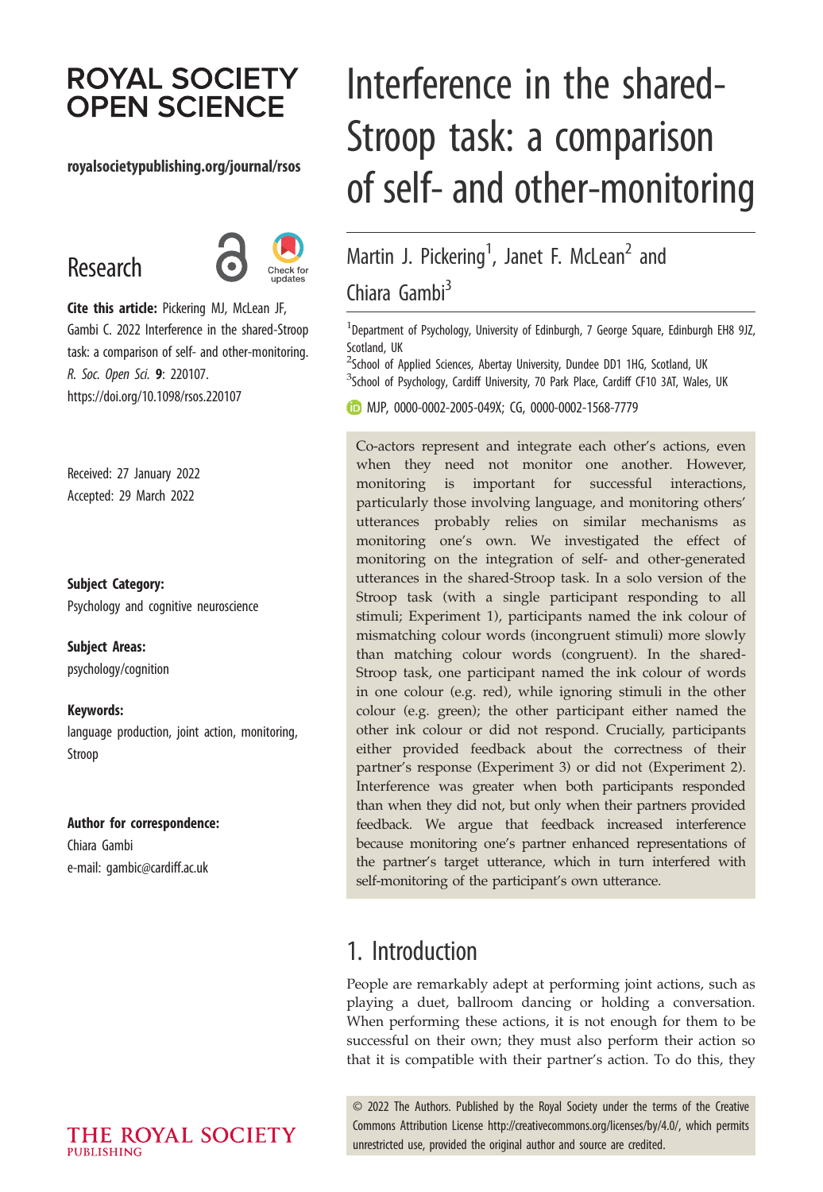ROYAL SOCIETY OPEN SCIENCE

royalsocietypublishing.org/journal/rsos

Research

**Cite this article:** Pickering MJ, McLean JF, Gambi C. 2022 Interference in the shared-Stroop task: a comparison of self- and other-monitoring. *R. Soc. Open Sci.* **9**: 220107. https://doi.org/10.1098/rsos.220107

Received: 27 January 2022
Accepted: 29 March 2022

**Subject Category:**
Psychology and cognitive neuroscience

**Subject Areas:**
psychology/cognition

**Keywords:**
language production, joint action, monitoring, Stroop

**Author for correspondence:**
Chiara Gambi
e-mail: gambic@cardiff.ac.uk

# Interference in the shared-Stroop task: a comparison of self- and other-monitoring

Martin J. Pickering[1], Janet F. McLean[2] and Chiara Gambi[3]

[1]Department of Psychology, University of Edinburgh, 7 George Square, Edinburgh EH8 9JZ, Scotland, UK
[2]School of Applied Sciences, Abertay University, Dundee DD1 1HG, Scotland, UK
[3]School of Psychology, Cardiff University, 70 Park Place, Cardiff CF10 3AT, Wales, UK

MJP, 0000-0002-2005-049X; CG, 0000-0002-1568-7779

Co-actors represent and integrate each other's actions, even when they need not monitor one another. However, monitoring is important for successful interactions, particularly those involving language, and monitoring others' utterances probably relies on similar mechanisms as monitoring one's own. We investigated the effect of monitoring on the integration of self- and other-generated utterances in the shared-Stroop task. In a solo version of the Stroop task (with a single participant responding to all stimuli; Experiment 1), participants named the ink colour of mismatching colour words (incongruent stimuli) more slowly than matching colour words (congruent). In the shared-Stroop task, one participant named the ink colour of words in one colour (e.g. red), while ignoring stimuli in the other colour (e.g. green); the other participant either named the other ink colour or did not respond. Crucially, participants either provided feedback about the correctness of their partner's response (Experiment 3) or did not (Experiment 2). Interference was greater when both participants responded than when they did not, but only when their partners provided feedback. We argue that feedback increased interference because monitoring one's partner enhanced representations of the partner's target utterance, which in turn interfered with self-monitoring of the participant's own utterance.

## 1. Introduction

People are remarkably adept at performing joint actions, such as playing a duet, ballroom dancing or holding a conversation. When performing these actions, it is not enough for them to be successful on their own; they must also perform their action so that it is compatible with their partner's action. To do this, they

© 2022 The Authors. Published by the Royal Society under the terms of the Creative Commons Attribution License http://creativecommons.org/licenses/by/4.0/, which permits unrestricted use, provided the original author and source are credited.

THE ROYAL SOCIETY PUBLISHING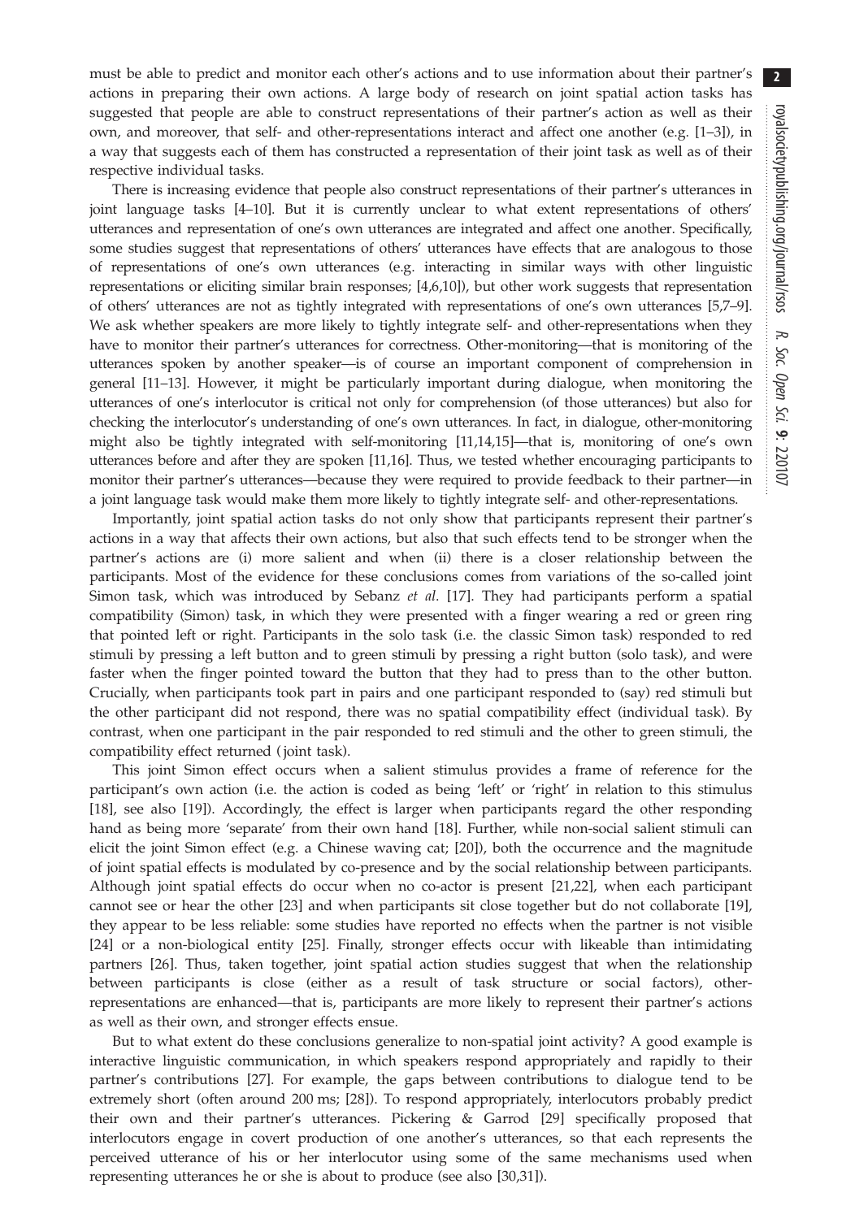must be able to predict and monitor each other's actions and to use information about their partner's actions in preparing their own actions. A large body of research on joint spatial action tasks has suggested that people are able to construct representations of their partner's action as well as their own, and moreover, that self- and other-representations interact and affect one another (e.g. [1–3]), in a way that suggests each of them has constructed a representation of their joint task as well as of their respective individual tasks.

There is increasing evidence that people also construct representations of their partner's utterances in joint language tasks [4–10]. But it is currently unclear to what extent representations of others' utterances and representation of one's own utterances are integrated and affect one another. Specifically, some studies suggest that representations of others' utterances have effects that are analogous to those of representations of one's own utterances (e.g. interacting in similar ways with other linguistic representations or eliciting similar brain responses; [4,6,10]), but other work suggests that representation of others' utterances are not as tightly integrated with representations of one's own utterances [5,7–9]. We ask whether speakers are more likely to tightly integrate self- and other-representations when they have to monitor their partner's utterances for correctness. Other-monitoring—that is monitoring of the utterances spoken by another speaker—is of course an important component of comprehension in general [11–13]. However, it might be particularly important during dialogue, when monitoring the utterances of one's interlocutor is critical not only for comprehension (of those utterances) but also for checking the interlocutor's understanding of one's own utterances. In fact, in dialogue, other-monitoring might also be tightly integrated with self-monitoring [11,14,15]—that is, monitoring of one's own utterances before and after they are spoken [11,16]. Thus, we tested whether encouraging participants to monitor their partner's utterances—because they were required to provide feedback to their partner—in a joint language task would make them more likely to tightly integrate self- and other-representations.

Importantly, joint spatial action tasks do not only show that participants represent their partner's actions in a way that affects their own actions, but also that such effects tend to be stronger when the partner's actions are (i) more salient and when (ii) there is a closer relationship between the participants. Most of the evidence for these conclusions comes from variations of the so-called joint Simon task, which was introduced by Sebanz *et al*. [17]. They had participants perform a spatial compatibility (Simon) task, in which they were presented with a finger wearing a red or green ring that pointed left or right. Participants in the solo task (i.e. the classic Simon task) responded to red stimuli by pressing a left button and to green stimuli by pressing a right button (solo task), and were faster when the finger pointed toward the button that they had to press than to the other button. Crucially, when participants took part in pairs and one participant responded to (say) red stimuli but the other participant did not respond, there was no spatial compatibility effect (individual task). By contrast, when one participant in the pair responded to red stimuli and the other to green stimuli, the compatibility effect returned (joint task).

This joint Simon effect occurs when a salient stimulus provides a frame of reference for the participant's own action (i.e. the action is coded as being 'left' or 'right' in relation to this stimulus [18], see also [19]). Accordingly, the effect is larger when participants regard the other responding hand as being more 'separate' from their own hand [18]. Further, while non-social salient stimuli can elicit the joint Simon effect (e.g. a Chinese waving cat; [20]), both the occurrence and the magnitude of joint spatial effects is modulated by co-presence and by the social relationship between participants. Although joint spatial effects do occur when no co-actor is present [21,22], when each participant cannot see or hear the other [23] and when participants sit close together but do not collaborate [19], they appear to be less reliable: some studies have reported no effects when the partner is not visible [24] or a non-biological entity [25]. Finally, stronger effects occur with likeable than intimidating partners [26]. Thus, taken together, joint spatial action studies suggest that when the relationship between participants is close (either as a result of task structure or social factors), other-representations are enhanced—that is, participants are more likely to represent their partner's actions as well as their own, and stronger effects ensue.

But to what extent do these conclusions generalize to non-spatial joint activity? A good example is interactive linguistic communication, in which speakers respond appropriately and rapidly to their partner's contributions [27]. For example, the gaps between contributions to dialogue tend to be extremely short (often around 200 ms; [28]). To respond appropriately, interlocutors probably predict their own and their partner's utterances. Pickering & Garrod [29] specifically proposed that interlocutors engage in covert production of one another's utterances, so that each represents the perceived utterance of his or her interlocutor using some of the same mechanisms used when representing utterances he or she is about to produce (see also [30,31]).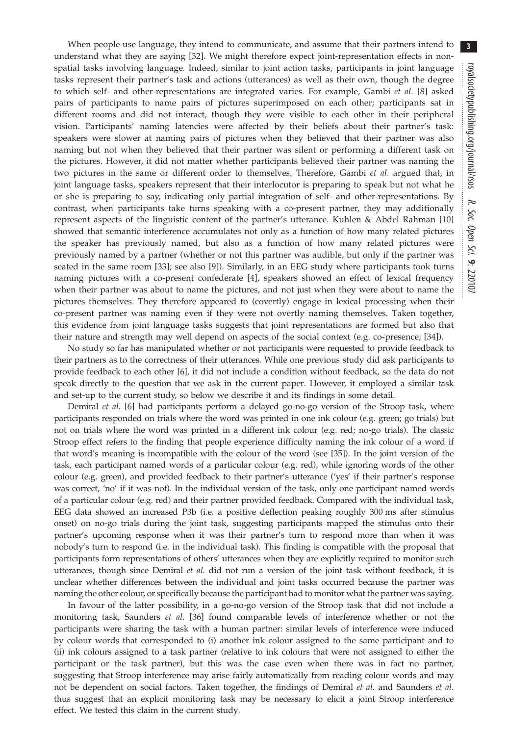When people use language, they intend to communicate, and assume that their partners intend to understand what they are saying [32]. We might therefore expect joint-representation effects in non-spatial tasks involving language. Indeed, similar to joint action tasks, participants in joint language tasks represent their partner's task and actions (utterances) as well as their own, though the degree to which self- and other-representations are integrated varies. For example, Gambi *et al*. [8] asked pairs of participants to name pairs of pictures superimposed on each other; participants sat in different rooms and did not interact, though they were visible to each other in their peripheral vision. Participants' naming latencies were affected by their beliefs about their partner's task: speakers were slower at naming pairs of pictures when they believed that their partner was also naming but not when they believed that their partner was silent or performing a different task on the pictures. However, it did not matter whether participants believed their partner was naming the two pictures in the same or different order to themselves. Therefore, Gambi *et al*. argued that, in joint language tasks, speakers represent that their interlocutor is preparing to speak but not what he or she is preparing to say, indicating only partial integration of self- and other-representations. By contrast, when participants take turns speaking with a co-present partner, they may additionally represent aspects of the linguistic content of the partner's utterance. Kuhlen & Abdel Rahman [10] showed that semantic interference accumulates not only as a function of how many related pictures the speaker has previously named, but also as a function of how many related pictures were previously named by a partner (whether or not this partner was audible, but only if the partner was seated in the same room [33]; see also [9]). Similarly, in an EEG study where participants took turns naming pictures with a co-present confederate [4], speakers showed an effect of lexical frequency when their partner was about to name the pictures, and not just when they were about to name the pictures themselves. They therefore appeared to (covertly) engage in lexical processing when their co-present partner was naming even if they were not overtly naming themselves. Taken together, this evidence from joint language tasks suggests that joint representations are formed but also that their nature and strength may well depend on aspects of the social context (e.g. co-presence; [34]).

No study so far has manipulated whether or not participants were requested to provide feedback to their partners as to the correctness of their utterances. While one previous study did ask participants to provide feedback to each other [6], it did not include a condition without feedback, so the data do not speak directly to the question that we ask in the current paper. However, it employed a similar task and set-up to the current study, so below we describe it and its findings in some detail.

Demiral *et al*. [6] had participants perform a delayed go-no-go version of the Stroop task, where participants responded on trials where the word was printed in one ink colour (e.g. green; go trials) but not on trials where the word was printed in a different ink colour (e.g. red; no-go trials). The classic Stroop effect refers to the finding that people experience difficulty naming the ink colour of a word if that word's meaning is incompatible with the colour of the word (see [35]). In the joint version of the task, each participant named words of a particular colour (e.g. red), while ignoring words of the other colour (e.g. green), and provided feedback to their partner's utterance ('yes' if their partner's response was correct, 'no' if it was not). In the individual version of the task, only one participant named words of a particular colour (e.g. red) and their partner provided feedback. Compared with the individual task, EEG data showed an increased P3b (i.e. a positive deflection peaking roughly 300 ms after stimulus onset) on no-go trials during the joint task, suggesting participants mapped the stimulus onto their partner's upcoming response when it was their partner's turn to respond more than when it was nobody's turn to respond (i.e. in the individual task). This finding is compatible with the proposal that participants form representations of others' utterances when they are explicitly required to monitor such utterances, though since Demiral *et al*. did not run a version of the joint task without feedback, it is unclear whether differences between the individual and joint tasks occurred because the partner was naming the other colour, or specifically because the participant had to monitor what the partner was saying.

In favour of the latter possibility, in a go-no-go version of the Stroop task that did not include a monitoring task, Saunders *et al.* [36] found comparable levels of interference whether or not the participants were sharing the task with a human partner: similar levels of interference were induced by colour words that corresponded to (i) another ink colour assigned to the same participant and to (ii) ink colours assigned to a task partner (relative to ink colours that were not assigned to either the participant or the task partner), but this was the case even when there was in fact no partner, suggesting that Stroop interference may arise fairly automatically from reading colour words and may not be dependent on social factors. Taken together, the findings of Demiral *et al*. and Saunders *et al*. thus suggest that an explicit monitoring task may be necessary to elicit a joint Stroop interference effect. We tested this claim in the current study.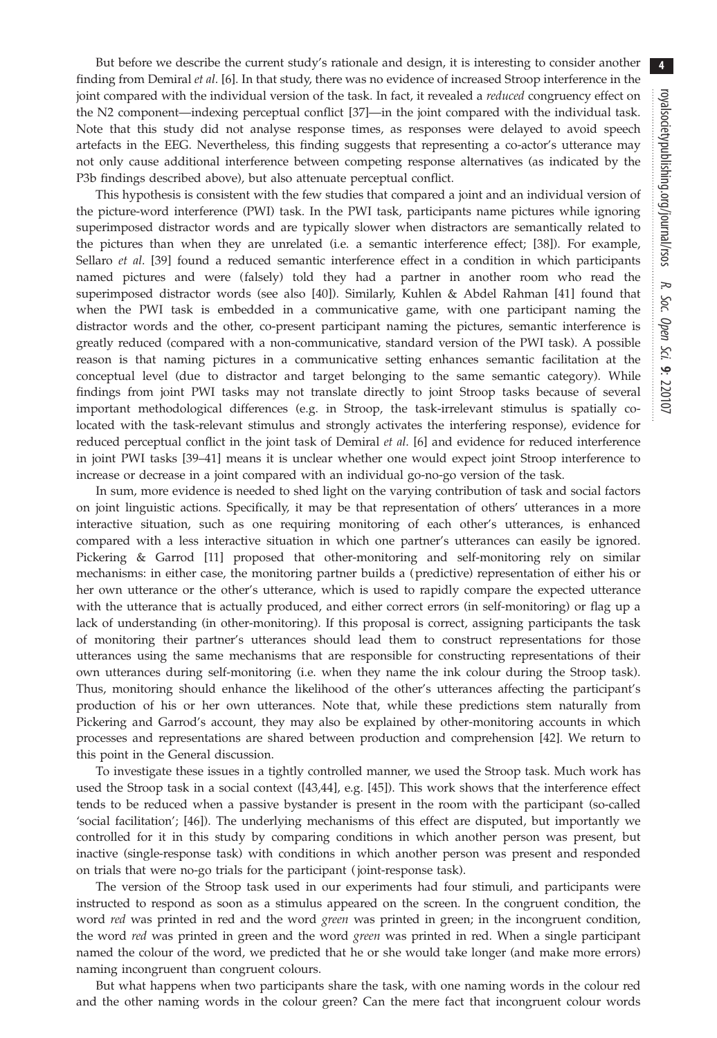But before we describe the current study's rationale and design, it is interesting to consider another finding from Demiral *et al*. [6]. In that study, there was no evidence of increased Stroop interference in the joint compared with the individual version of the task. In fact, it revealed a *reduced* congruency effect on the N2 component—indexing perceptual conflict [37]—in the joint compared with the individual task. Note that this study did not analyse response times, as responses were delayed to avoid speech artefacts in the EEG. Nevertheless, this finding suggests that representing a co-actor's utterance may not only cause additional interference between competing response alternatives (as indicated by the P3b findings described above), but also attenuate perceptual conflict.

This hypothesis is consistent with the few studies that compared a joint and an individual version of the picture-word interference (PWI) task. In the PWI task, participants name pictures while ignoring superimposed distractor words and are typically slower when distractors are semantically related to the pictures than when they are unrelated (i.e. a semantic interference effect; [38]). For example, Sellaro *et al*. [39] found a reduced semantic interference effect in a condition in which participants named pictures and were (falsely) told they had a partner in another room who read the superimposed distractor words (see also [40]). Similarly, Kuhlen & Abdel Rahman [41] found that when the PWI task is embedded in a communicative game, with one participant naming the distractor words and the other, co-present participant naming the pictures, semantic interference is greatly reduced (compared with a non-communicative, standard version of the PWI task). A possible reason is that naming pictures in a communicative setting enhances semantic facilitation at the conceptual level (due to distractor and target belonging to the same semantic category). While findings from joint PWI tasks may not translate directly to joint Stroop tasks because of several important methodological differences (e.g. in Stroop, the task-irrelevant stimulus is spatially co-located with the task-relevant stimulus and strongly activates the interfering response), evidence for reduced perceptual conflict in the joint task of Demiral *et al*. [6] and evidence for reduced interference in joint PWI tasks [39–41] means it is unclear whether one would expect joint Stroop interference to increase or decrease in a joint compared with an individual go-no-go version of the task.

In sum, more evidence is needed to shed light on the varying contribution of task and social factors on joint linguistic actions. Specifically, it may be that representation of others' utterances in a more interactive situation, such as one requiring monitoring of each other's utterances, is enhanced compared with a less interactive situation in which one partner's utterances can easily be ignored. Pickering & Garrod [11] proposed that other-monitoring and self-monitoring rely on similar mechanisms: in either case, the monitoring partner builds a (predictive) representation of either his or her own utterance or the other's utterance, which is used to rapidly compare the expected utterance with the utterance that is actually produced, and either correct errors (in self-monitoring) or flag up a lack of understanding (in other-monitoring). If this proposal is correct, assigning participants the task of monitoring their partner's utterances should lead them to construct representations for those utterances using the same mechanisms that are responsible for constructing representations of their own utterances during self-monitoring (i.e. when they name the ink colour during the Stroop task). Thus, monitoring should enhance the likelihood of the other's utterances affecting the participant's production of his or her own utterances. Note that, while these predictions stem naturally from Pickering and Garrod's account, they may also be explained by other-monitoring accounts in which processes and representations are shared between production and comprehension [42]. We return to this point in the General discussion.

To investigate these issues in a tightly controlled manner, we used the Stroop task. Much work has used the Stroop task in a social context ([43,44], e.g. [45]). This work shows that the interference effect tends to be reduced when a passive bystander is present in the room with the participant (so-called 'social facilitation'; [46]). The underlying mechanisms of this effect are disputed, but importantly we controlled for it in this study by comparing conditions in which another person was present, but inactive (single-response task) with conditions in which another person was present and responded on trials that were no-go trials for the participant (joint-response task).

The version of the Stroop task used in our experiments had four stimuli, and participants were instructed to respond as soon as a stimulus appeared on the screen. In the congruent condition, the word *red* was printed in red and the word *green* was printed in green; in the incongruent condition, the word *red* was printed in green and the word *green* was printed in red. When a single participant named the colour of the word, we predicted that he or she would take longer (and make more errors) naming incongruent than congruent colours.

But what happens when two participants share the task, with one naming words in the colour red and the other naming words in the colour green? Can the mere fact that incongruent colour words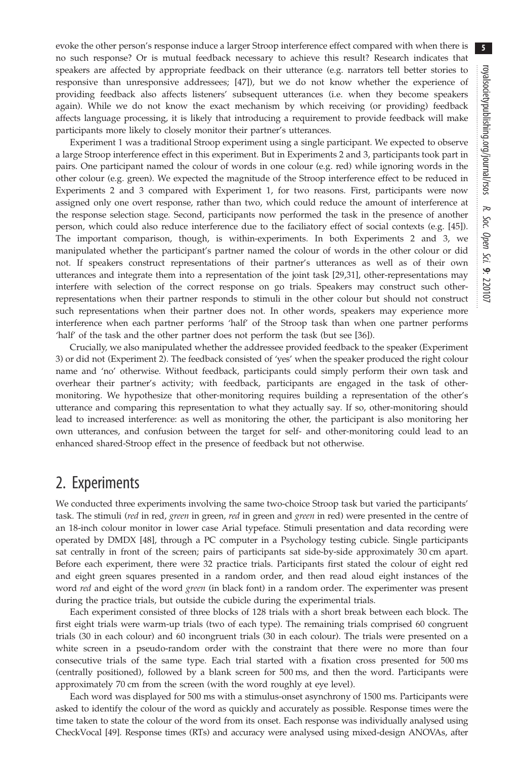evoke the other person's response induce a larger Stroop interference effect compared with when there is no such response? Or is mutual feedback necessary to achieve this result? Research indicates that speakers are affected by appropriate feedback on their utterance (e.g. narrators tell better stories to responsive than unresponsive addressees; [47]), but we do not know whether the experience of providing feedback also affects listeners' subsequent utterances (i.e. when they become speakers again). While we do not know the exact mechanism by which receiving (or providing) feedback affects language processing, it is likely that introducing a requirement to provide feedback will make participants more likely to closely monitor their partner's utterances.

Experiment 1 was a traditional Stroop experiment using a single participant. We expected to observe a large Stroop interference effect in this experiment. But in Experiments 2 and 3, participants took part in pairs. One participant named the colour of words in one colour (e.g. red) while ignoring words in the other colour (e.g. green). We expected the magnitude of the Stroop interference effect to be reduced in Experiments 2 and 3 compared with Experiment 1, for two reasons. First, participants were now assigned only one overt response, rather than two, which could reduce the amount of interference at the response selection stage. Second, participants now performed the task in the presence of another person, which could also reduce interference due to the faciliatory effect of social contexts (e.g. [45]). The important comparison, though, is within-experiments. In both Experiments 2 and 3, we manipulated whether the participant's partner named the colour of words in the other colour or did not. If speakers construct representations of their partner's utterances as well as of their own utterances and integrate them into a representation of the joint task [29,31], other-representations may interfere with selection of the correct response on go trials. Speakers may construct such other-representations when their partner responds to stimuli in the other colour but should not construct such representations when their partner does not. In other words, speakers may experience more interference when each partner performs 'half' of the Stroop task than when one partner performs 'half' of the task and the other partner does not perform the task (but see [36]).

Crucially, we also manipulated whether the addressee provided feedback to the speaker (Experiment 3) or did not (Experiment 2). The feedback consisted of 'yes' when the speaker produced the right colour name and 'no' otherwise. Without feedback, participants could simply perform their own task and overhear their partner's activity; with feedback, participants are engaged in the task of other-monitoring. We hypothesize that other-monitoring requires building a representation of the other's utterance and comparing this representation to what they actually say. If so, other-monitoring should lead to increased interference: as well as monitoring the other, the participant is also monitoring her own utterances, and confusion between the target for self- and other-monitoring could lead to an enhanced shared-Stroop effect in the presence of feedback but not otherwise.

## 2. Experiments

We conducted three experiments involving the same two-choice Stroop task but varied the participants' task. The stimuli (*red* in red, *green* in green, *red* in green and *green* in red) were presented in the centre of an 18-inch colour monitor in lower case Arial typeface. Stimuli presentation and data recording were operated by DMDX [48], through a PC computer in a Psychology testing cubicle. Single participants sat centrally in front of the screen; pairs of participants sat side-by-side approximately 30 cm apart. Before each experiment, there were 32 practice trials. Participants first stated the colour of eight red and eight green squares presented in a random order, and then read aloud eight instances of the word *red* and eight of the word *green* (in black font) in a random order. The experimenter was present during the practice trials, but outside the cubicle during the experimental trials.

Each experiment consisted of three blocks of 128 trials with a short break between each block. The first eight trials were warm-up trials (two of each type). The remaining trials comprised 60 congruent trials (30 in each colour) and 60 incongruent trials (30 in each colour). The trials were presented on a white screen in a pseudo-random order with the constraint that there were no more than four consecutive trials of the same type. Each trial started with a fixation cross presented for 500 ms (centrally positioned), followed by a blank screen for 500 ms, and then the word. Participants were approximately 70 cm from the screen (with the word roughly at eye level).

Each word was displayed for 500 ms with a stimulus-onset asynchrony of 1500 ms. Participants were asked to identify the colour of the word as quickly and accurately as possible. Response times were the time taken to state the colour of the word from its onset. Each response was individually analysed using CheckVocal [49]. Response times (RTs) and accuracy were analysed using mixed-design ANOVAs, after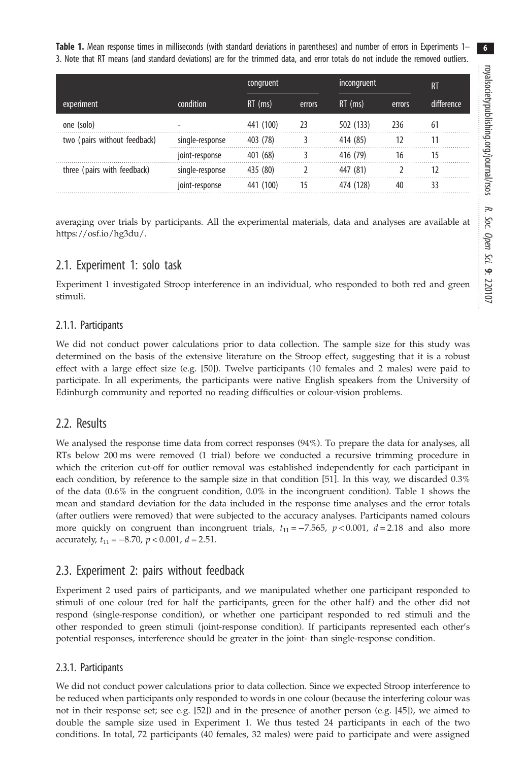**Table 1.** Mean response times in milliseconds (with standard deviations in parentheses) and number of errors in Experiments 1–3. Note that RT means (and standard deviations) are for the trimmed data, and error totals do not include the removed outliers.

| experiment | condition | congruent | | incongruent | | RT |
|---|---|---|---|---|---|---|
| | | RT (ms) | errors | RT (ms) | errors | difference |
| one (solo) | - | 441 (100) | 23 | 502 (133) | 236 | 61 |
| two (pairs without feedback) | single-response | 403 (78) | 3 | 414 (85) | 12 | 11 |
| | joint-response | 401 (68) | 3 | 416 (79) | 16 | 15 |
| three (pairs with feedback) | single-response | 435 (80) | 2 | 447 (81) | 2 | 12 |
| | joint-response | 441 (100) | 15 | 474 (128) | 40 | 33 |

averaging over trials by participants. All the experimental materials, data and analyses are available at https://osf.io/hg3du/.

## 2.1. Experiment 1: solo task

Experiment 1 investigated Stroop interference in an individual, who responded to both red and green stimuli.

### 2.1.1. Participants

We did not conduct power calculations prior to data collection. The sample size for this study was determined on the basis of the extensive literature on the Stroop effect, suggesting that it is a robust effect with a large effect size (e.g. [50]). Twelve participants (10 females and 2 males) were paid to participate. In all experiments, the participants were native English speakers from the University of Edinburgh community and reported no reading difficulties or colour-vision problems.

## 2.2. Results

We analysed the response time data from correct responses (94%). To prepare the data for analyses, all RTs below 200 ms were removed (1 trial) before we conducted a recursive trimming procedure in which the criterion cut-off for outlier removal was established independently for each participant in each condition, by reference to the sample size in that condition [51]. In this way, we discarded 0.3% of the data (0.6% in the congruent condition, 0.0% in the incongruent condition). Table 1 shows the mean and standard deviation for the data included in the response time analyses and the error totals (after outliers were removed) that were subjected to the accuracy analyses. Participants named colours more quickly on congruent than incongruent trials, $t_{11} = -7.565$, $p < 0.001$, $d = 2.18$ and also more accurately, $t_{11} = -8.70$, $p < 0.001$, $d = 2.51$.

## 2.3. Experiment 2: pairs without feedback

Experiment 2 used pairs of participants, and we manipulated whether one participant responded to stimuli of one colour (red for half the participants, green for the other half) and the other did not respond (single-response condition), or whether one participant responded to red stimuli and the other responded to green stimuli (joint-response condition). If participants represented each other's potential responses, interference should be greater in the joint- than single-response condition.

### 2.3.1. Participants

We did not conduct power calculations prior to data collection. Since we expected Stroop interference to be reduced when participants only responded to words in one colour (because the interfering colour was not in their response set; see e.g. [52]) and in the presence of another person (e.g. [45]), we aimed to double the sample size used in Experiment 1. We thus tested 24 participants in each of the two conditions. In total, 72 participants (40 females, 32 males) were paid to participate and were assigned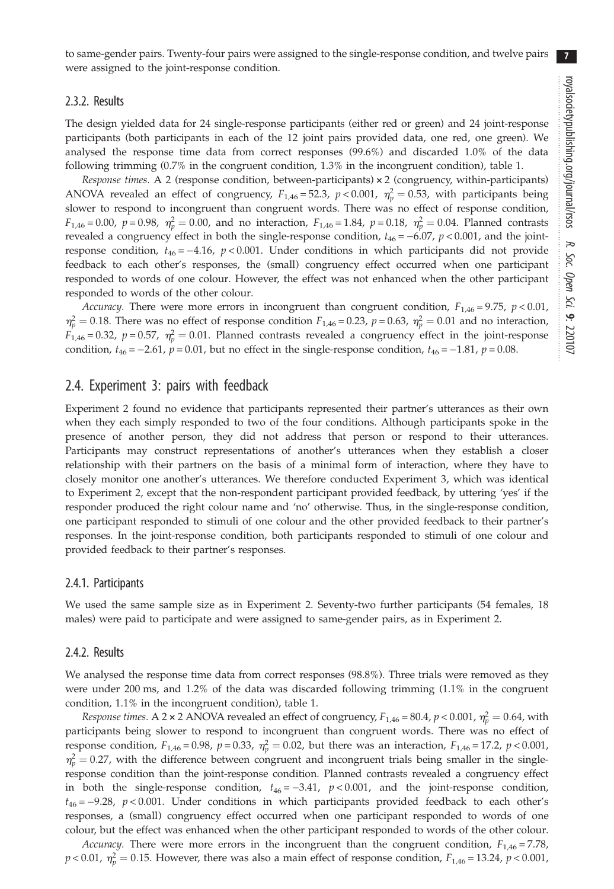to same-gender pairs. Twenty-four pairs were assigned to the single-response condition, and twelve pairs were assigned to the joint-response condition.

### 2.3.2. Results

The design yielded data for 24 single-response participants (either red or green) and 24 joint-response participants (both participants in each of the 12 joint pairs provided data, one red, one green). We analysed the response time data from correct responses (99.6%) and discarded 1.0% of the data following trimming (0.7% in the congruent condition, 1.3% in the incongruent condition), table 1.

*Response times.* A 2 (response condition, between-participants) × 2 (congruency, within-participants) ANOVA revealed an effect of congruency, $F_{1,46} = 52.3$, $p < 0.001$, $\eta_p^2 = 0.53$, with participants being slower to respond to incongruent than congruent words. There was no effect of response condition, $F_{1,46} = 0.00$, $p = 0.98$, $\eta_p^2 = 0.00$, and no interaction, $F_{1,46} = 1.84$, $p = 0.18$, $\eta_p^2 = 0.04$. Planned contrasts revealed a congruency effect in both the single-response condition, $t_{46} = -6.07$, $p < 0.001$, and the joint-response condition, $t_{46} = -4.16$, $p < 0.001$. Under conditions in which participants did not provide feedback to each other's responses, the (small) congruency effect occurred when one participant responded to words of one colour. However, the effect was not enhanced when the other participant responded to words of the other colour.

*Accuracy.* There were more errors in incongruent than congruent condition, $F_{1,46} = 9.75$, $p < 0.01$, $\eta_p^2 = 0.18$. There was no effect of response condition $F_{1,46} = 0.23$, $p = 0.63$, $\eta_p^2 = 0.01$ and no interaction, $F_{1,46} = 0.32$, $p = 0.57$, $\eta_p^2 = 0.01$. Planned contrasts revealed a congruency effect in the joint-response condition, $t_{46} = -2.61$, $p = 0.01$, but no effect in the single-response condition, $t_{46} = -1.81$, $p = 0.08$.

## 2.4. Experiment 3: pairs with feedback

Experiment 2 found no evidence that participants represented their partner's utterances as their own when they each simply responded to two of the four conditions. Although participants spoke in the presence of another person, they did not address that person or respond to their utterances. Participants may construct representations of another's utterances when they establish a closer relationship with their partners on the basis of a minimal form of interaction, where they have to closely monitor one another's utterances. We therefore conducted Experiment 3, which was identical to Experiment 2, except that the non-respondent participant provided feedback, by uttering 'yes' if the responder produced the right colour name and 'no' otherwise. Thus, in the single-response condition, one participant responded to stimuli of one colour and the other provided feedback to their partner's responses. In the joint-response condition, both participants responded to stimuli of one colour and provided feedback to their partner's responses.

### 2.4.1. Participants

We used the same sample size as in Experiment 2. Seventy-two further participants (54 females, 18 males) were paid to participate and were assigned to same-gender pairs, as in Experiment 2.

### 2.4.2. Results

We analysed the response time data from correct responses (98.8%). Three trials were removed as they were under 200 ms, and 1.2% of the data was discarded following trimming (1.1% in the congruent condition, 1.1% in the incongruent condition), table 1.

*Response times.* A 2 × 2 ANOVA revealed an effect of congruency, $F_{1,46} = 80.4$, $p < 0.001$, $\eta_p^2 = 0.64$, with participants being slower to respond to incongruent than congruent words. There was no effect of response condition, $F_{1,46} = 0.98$, $p = 0.33$, $\eta_p^2 = 0.02$, but there was an interaction, $F_{1,46} = 17.2$, $p < 0.001$, $\eta_p^2 = 0.27$, with the difference between congruent and incongruent trials being smaller in the single-response condition than the joint-response condition. Planned contrasts revealed a congruency effect in both the single-response condition, $t_{46} = -3.41$, $p < 0.001$, and the joint-response condition, $t_{46} = -9.28$, $p < 0.001$. Under conditions in which participants provided feedback to each other's responses, a (small) congruency effect occurred when one participant responded to words of one colour, but the effect was enhanced when the other participant responded to words of the other colour.

*Accuracy.* There were more errors in the incongruent than the congruent condition, $F_{1,46} = 7.78$, $p < 0.01$, $\eta_p^2 = 0.15$. However, there was also a main effect of response condition, $F_{1,46} = 13.24$, $p < 0.001$,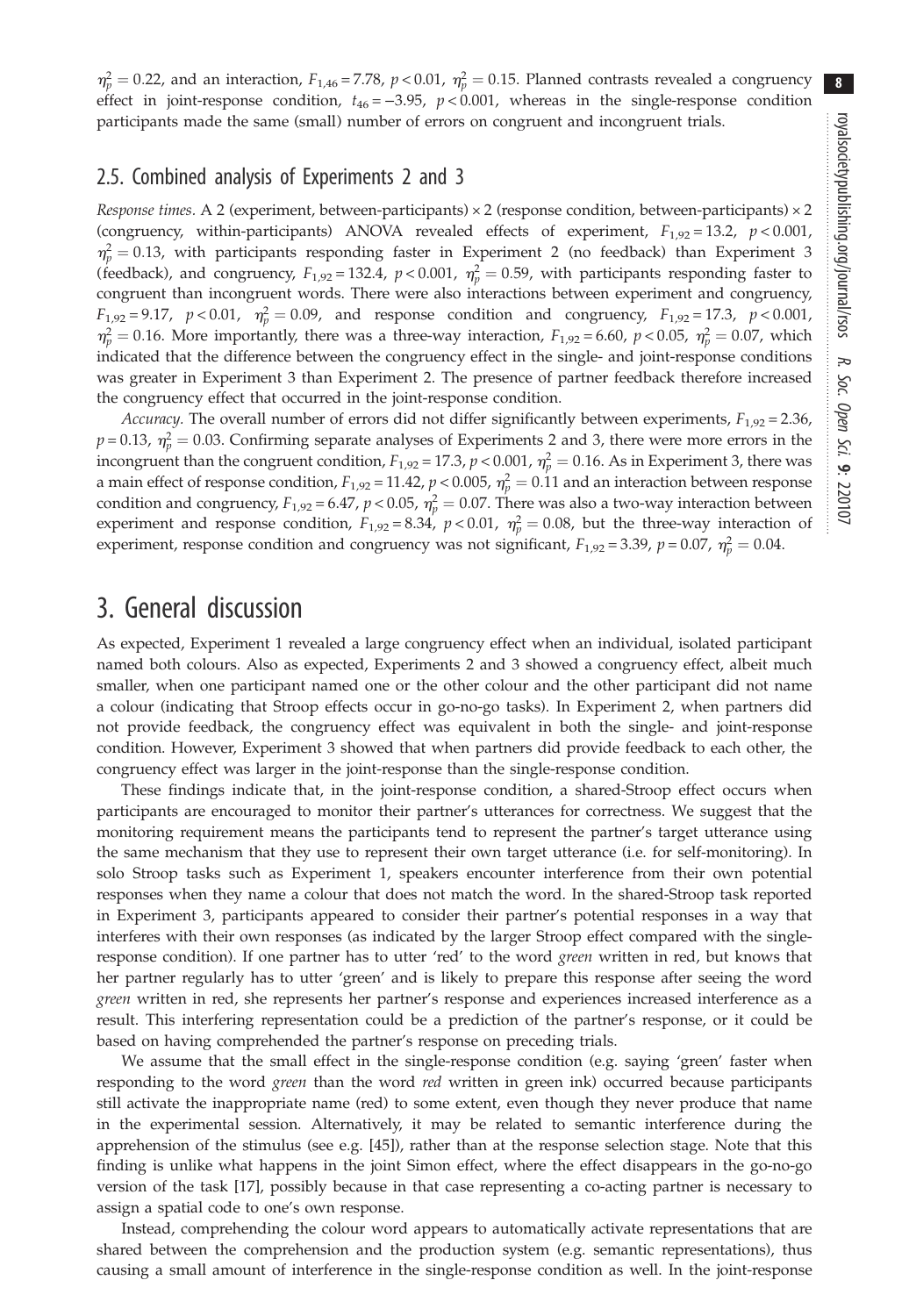$\eta_p^2 = 0.22$, and an interaction, $F_{1,46} = 7.78$, $p < 0.01$, $\eta_p^2 = 0.15$. Planned contrasts revealed a congruency effect in joint-response condition, $t_{46} = -3.95$, $p < 0.001$, whereas in the single-response condition participants made the same (small) number of errors on congruent and incongruent trials.

## 2.5. Combined analysis of Experiments 2 and 3

*Response times.* A 2 (experiment, between-participants) × 2 (response condition, between-participants) × 2 (congruency, within-participants) ANOVA revealed effects of experiment, $F_{1,92} = 13.2$, $p < 0.001$, $\eta_p^2 = 0.13$, with participants responding faster in Experiment 2 (no feedback) than Experiment 3 (feedback), and congruency, $F_{1,92} = 132.4$, $p < 0.001$, $\eta_p^2 = 0.59$, with participants responding faster to congruent than incongruent words. There were also interactions between experiment and congruency, $F_{1,92} = 9.17$, $p < 0.01$, $\eta_p^2 = 0.09$, and response condition and congruency, $F_{1,92} = 17.3$, $p < 0.001$, $\eta_p^2 = 0.16$. More importantly, there was a three-way interaction, $F_{1,92} = 6.60$, $p < 0.05$, $\eta_p^2 = 0.07$, which indicated that the difference between the congruency effect in the single- and joint-response conditions was greater in Experiment 3 than Experiment 2. The presence of partner feedback therefore increased the congruency effect that occurred in the joint-response condition.

*Accuracy.* The overall number of errors did not differ significantly between experiments, $F_{1,92} = 2.36$, $p = 0.13$, $\eta_p^2 = 0.03$. Confirming separate analyses of Experiments 2 and 3, there were more errors in the incongruent than the congruent condition, $F_{1,92} = 17.3$, $p < 0.001$, $\eta_p^2 = 0.16$. As in Experiment 3, there was a main effect of response condition, $F_{1,92} = 11.42$, $p < 0.005$, $\eta_p^2 = 0.11$ and an interaction between response condition and congruency, $F_{1,92} = 6.47$, $p < 0.05$, $\eta_p^2 = 0.07$. There was also a two-way interaction between experiment and response condition, $F_{1,92} = 8.34$, $p < 0.01$, $\eta_p^2 = 0.08$, but the three-way interaction of experiment, response condition and congruency was not significant, $F_{1,92} = 3.39$, $p = 0.07$, $\eta_p^2 = 0.04$.

# 3. General discussion

As expected, Experiment 1 revealed a large congruency effect when an individual, isolated participant named both colours. Also as expected, Experiments 2 and 3 showed a congruency effect, albeit much smaller, when one participant named one or the other colour and the other participant did not name a colour (indicating that Stroop effects occur in go-no-go tasks). In Experiment 2, when partners did not provide feedback, the congruency effect was equivalent in both the single- and joint-response condition. However, Experiment 3 showed that when partners did provide feedback to each other, the congruency effect was larger in the joint-response than the single-response condition.

These findings indicate that, in the joint-response condition, a shared-Stroop effect occurs when participants are encouraged to monitor their partner's utterances for correctness. We suggest that the monitoring requirement means the participants tend to represent the partner's target utterance using the same mechanism that they use to represent their own target utterance (i.e. for self-monitoring). In solo Stroop tasks such as Experiment 1, speakers encounter interference from their own potential responses when they name a colour that does not match the word. In the shared-Stroop task reported in Experiment 3, participants appeared to consider their partner's potential responses in a way that interferes with their own responses (as indicated by the larger Stroop effect compared with the single-response condition). If one partner has to utter 'red' to the word *green* written in red, but knows that her partner regularly has to utter 'green' and is likely to prepare this response after seeing the word *green* written in red, she represents her partner's response and experiences increased interference as a result. This interfering representation could be a prediction of the partner's response, or it could be based on having comprehended the partner's response on preceding trials.

We assume that the small effect in the single-response condition (e.g. saying 'green' faster when responding to the word *green* than the word *red* written in green ink) occurred because participants still activate the inappropriate name (red) to some extent, even though they never produce that name in the experimental session. Alternatively, it may be related to semantic interference during the apprehension of the stimulus (see e.g. [45]), rather than at the response selection stage. Note that this finding is unlike what happens in the joint Simon effect, where the effect disappears in the go-no-go version of the task [17], possibly because in that case representing a co-acting partner is necessary to assign a spatial code to one's own response.

Instead, comprehending the colour word appears to automatically activate representations that are shared between the comprehension and the production system (e.g. semantic representations), thus causing a small amount of interference in the single-response condition as well. In the joint-response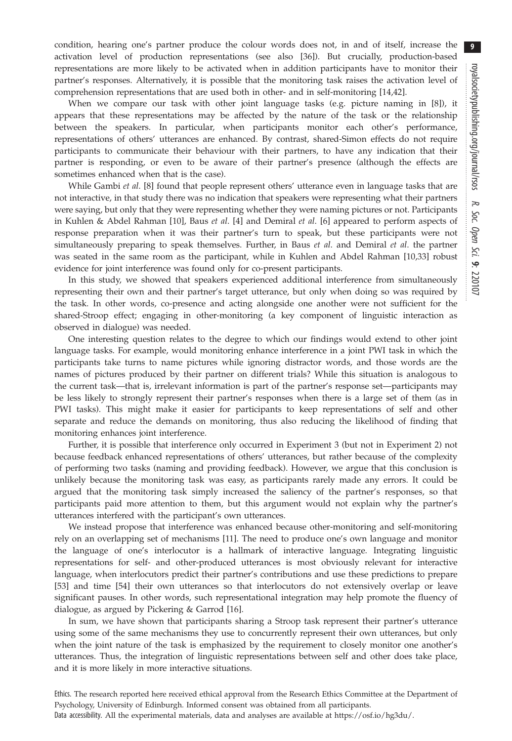condition, hearing one's partner produce the colour words does not, in and of itself, increase the activation level of production representations (see also [36]). But crucially, production-based representations are more likely to be activated when in addition participants have to monitor their partner's responses. Alternatively, it is possible that the monitoring task raises the activation level of comprehension representations that are used both in other- and in self-monitoring [14,42].

When we compare our task with other joint language tasks (e.g. picture naming in [8]), it appears that these representations may be affected by the nature of the task or the relationship between the speakers. In particular, when participants monitor each other's performance, representations of others' utterances are enhanced. By contrast, shared-Simon effects do not require participants to communicate their behaviour with their partners, to have any indication that their partner is responding, or even to be aware of their partner's presence (although the effects are sometimes enhanced when that is the case).

While Gambi *et al.* [8] found that people represent others' utterance even in language tasks that are not interactive, in that study there was no indication that speakers were representing what their partners were saying, but only that they were representing whether they were naming pictures or not. Participants in Kuhlen & Abdel Rahman [10], Baus *et al.* [4] and Demiral *et al.* [6] appeared to perform aspects of response preparation when it was their partner's turn to speak, but these participants were not simultaneously preparing to speak themselves. Further, in Baus *et al.* and Demiral *et al.* the partner was seated in the same room as the participant, while in Kuhlen and Abdel Rahman [10,33] robust evidence for joint interference was found only for co-present participants.

In this study, we showed that speakers experienced additional interference from simultaneously representing their own and their partner's target utterance, but only when doing so was required by the task. In other words, co-presence and acting alongside one another were not sufficient for the shared-Stroop effect; engaging in other-monitoring (a key component of linguistic interaction as observed in dialogue) was needed.

One interesting question relates to the degree to which our findings would extend to other joint language tasks. For example, would monitoring enhance interference in a joint PWI task in which the participants take turns to name pictures while ignoring distractor words, and those words are the names of pictures produced by their partner on different trials? While this situation is analogous to the current task—that is, irrelevant information is part of the partner's response set—participants may be less likely to strongly represent their partner's responses when there is a large set of them (as in PWI tasks). This might make it easier for participants to keep representations of self and other separate and reduce the demands on monitoring, thus also reducing the likelihood of finding that monitoring enhances joint interference.

Further, it is possible that interference only occurred in Experiment 3 (but not in Experiment 2) not because feedback enhanced representations of others' utterances, but rather because of the complexity of performing two tasks (naming and providing feedback). However, we argue that this conclusion is unlikely because the monitoring task was easy, as participants rarely made any errors. It could be argued that the monitoring task simply increased the saliency of the partner's responses, so that participants paid more attention to them, but this argument would not explain why the partner's utterances interfered with the participant's own utterances.

We instead propose that interference was enhanced because other-monitoring and self-monitoring rely on an overlapping set of mechanisms [11]. The need to produce one's own language and monitor the language of one's interlocutor is a hallmark of interactive language. Integrating linguistic representations for self- and other-produced utterances is most obviously relevant for interactive language, when interlocutors predict their partner's contributions and use these predictions to prepare [53] and time [54] their own utterances so that interlocutors do not extensively overlap or leave significant pauses. In other words, such representational integration may help promote the fluency of dialogue, as argued by Pickering & Garrod [16].

In sum, we have shown that participants sharing a Stroop task represent their partner's utterance using some of the same mechanisms they use to concurrently represent their own utterances, but only when the joint nature of the task is emphasized by the requirement to closely monitor one another's utterances. Thus, the integration of linguistic representations between self and other does take place, and it is more likely in more interactive situations.

Ethics. The research reported here received ethical approval from the Research Ethics Committee at the Department of Psychology, University of Edinburgh. Informed consent was obtained from all participants.

Data accessibility. All the experimental materials, data and analyses are available at https://osf.io/hg3du/.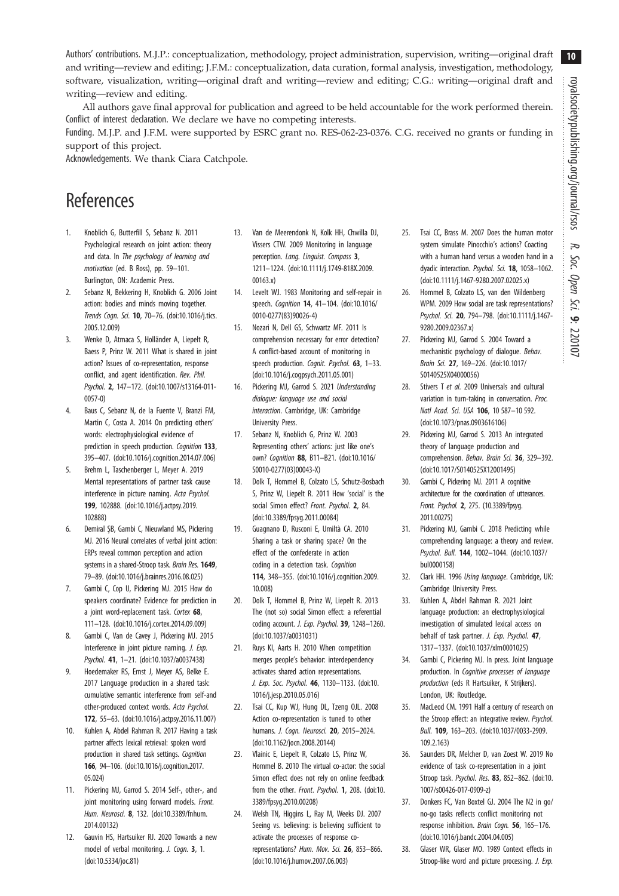Authors' contributions. M.J.P.: conceptualization, methodology, project administration, supervision, writing—original draft and writing—review and editing; J.F.M.: conceptualization, data curation, formal analysis, investigation, methodology, software, visualization, writing—original draft and writing—review and editing; C.G.: writing—original draft and writing—review and editing.

All authors gave final approval for publication and agreed to be held accountable for the work performed therein.

Conflict of interest declaration. We declare we have no competing interests.

Funding. M.J.P. and J.F.M. were supported by ESRC grant no. RES-062-23-0376. C.G. received no grants or funding in support of this project.

Acknowledgements. We thank Ciara Catchpole.

# References

1. Knoblich G, Butterfill S, Sebanz N. 2011 Psychological research on joint action: theory and data. In *The psychology of learning and motivation* (ed. B Ross), pp. 59–101. Burlington, ON: Academic Press.
2. Sebanz N, Bekkering H, Knoblich G. 2006 Joint action: bodies and minds moving together. *Trends Cogn. Sci.* **10**, 70–76. (doi:10.1016/j.tics.2005.12.009)
3. Wenke D, Atmaca S, Holländer A, Liepelt R, Baess P, Prinz W. 2011 What is shared in joint action? Issues of co-representation, response conflict, and agent identification. *Rev. Phil. Psychol.* **2**, 147–172. (doi:10.1007/s13164-011-0057-0)
4. Baus C, Sebanz N, de la Fuente V, Branzi FM, Martin C, Costa A. 2014 On predicting others' words: electrophysiological evidence of prediction in speech production. *Cognition* **133**, 395–407. (doi:10.1016/j.cognition.2014.07.006)
5. Brehm L, Taschenberger L, Meyer A. 2019 Mental representations of partner task cause interference in picture naming. *Acta Psychol.* **199**, 102888. (doi:10.1016/j.actpsy.2019.102888)
6. Demiral ŞB, Gambi C, Nieuwland MS, Pickering MJ. 2016 Neural correlates of verbal joint action: ERPs reveal common perception and action systems in a shared-Stroop task. *Brain Res.* **1649**, 79–89. (doi:10.1016/j.brainres.2016.08.025)
7. Gambi C, Cop U, Pickering MJ. 2015 How do speakers coordinate? Evidence for prediction in a joint word-replacement task. *Cortex* **68**, 111–128. (doi:10.1016/j.cortex.2014.09.009)
8. Gambi C, Van de Cavey J, Pickering MJ. 2015 Interference in joint picture naming. *J. Exp. Psychol.* **41**, 1–21. (doi:10.1037/a0037438)
9. Hoedemaker RS, Ernst J, Meyer AS, Belke E. 2017 Language production in a shared task: cumulative semantic interference from self-and other-produced context words. *Acta Psychol.* **172**, 55–63. (doi:10.1016/j.actpsy.2016.11.007)
10. Kuhlen A, Abdel Rahman R. 2017 Having a task partner affects lexical retrieval: spoken word production in shared task settings. *Cognition* **166**, 94–106. (doi:10.1016/j.cognition.2017.05.024)
11. Pickering MJ, Garrod S. 2014 Self-, other-, and joint monitoring using forward models. *Front. Hum. Neurosci.* **8**, 132. (doi:10.3389/fnhum.2014.00132)
12. Gauvin HS, Hartsuiker RJ. 2020 Towards a new model of verbal monitoring. *J. Cogn.* **3**, 1. (doi:10.5334/joc.81)
13. Van de Meerendonk N, Kolk HH, Chwilla DJ, Vissers CTW. 2009 Monitoring in language perception. *Lang. Linguist. Compass* **3**, 1211–1224. (doi:10.1111/j.1749-818X.2009.00163.x)
14. Levelt WJ. 1983 Monitoring and self-repair in speech. *Cognition* **14**, 41–104. (doi:10.1016/0010-0277(83)90026-4)
15. Nozari N, Dell GS, Schwartz MF. 2011 Is comprehension necessary for error detection? A conflict-based account of monitoring in speech production. *Cognit. Psychol.* **63**, 1–33. (doi:10.1016/j.cogpsych.2011.05.001)
16. Pickering MJ, Garrod S. 2021 *Understanding dialogue: language use and social interaction*. Cambridge, UK: Cambridge University Press.
17. Sebanz N, Knoblich G, Prinz W. 2003 Representing others' actions: just like one's own? *Cognition* **88**, B11–B21. (doi:10.1016/S0010-0277(03)00043-X)
18. Dolk T, Hommel B, Colzato LS, Schutz-Bosbach S, Prinz W, Liepelt R. 2011 How 'social' is the social Simon effect? *Front. Psychol.* **2**, 84. (doi:10.3389/fpsyg.2011.00084)
19. Guagnano D, Rusconi E, Umiltà CA. 2010 Sharing a task or sharing space? On the effect of the confederate in action coding in a detection task. *Cognition* **114**, 348–355. (doi:10.1016/j.cognition.2009.10.008)
20. Dolk T, Hommel B, Prinz W, Liepelt R. 2013 The (not so) social Simon effect: a referential coding account. *J. Exp. Psychol.* **39**, 1248–1260. (doi:10.1037/a0031031)
21. Ruys KI, Aarts H. 2010 When competition merges people's behavior: interdependency activates shared action representations. *J. Exp. Soc. Psychol.* **46**, 1130–1133. (doi:10.1016/j.jesp.2010.05.016)
22. Tsai CC, Kup WJ, Hung DL, Tzeng OJL. 2008 Action co-representation is tuned to other humans. *J. Cogn. Neurosci.* **20**, 2015–2024. (doi:10.1162/jocn.2008.20144)
23. Vlainic E, Liepelt R, Colzato LS, Prinz W, Hommel B. 2010 The virtual co-actor: the social Simon effect does not rely on online feedback from the other. *Front. Psychol.* **1**, 208. (doi:10.3389/fpsyg.2010.00208)
24. Welsh TN, Higgins L, Ray M, Weeks DJ. 2007 Seeing vs. believing: is believing sufficient to activate the processes of response co-representations? *Hum. Mov. Sci.* **26**, 853–866. (doi:10.1016/j.humov.2007.06.003)
25. Tsai CC, Brass M. 2007 Does the human motor system simulate Pinocchio's actions? Coacting with a human hand versus a wooden hand in a dyadic interaction. *Psychol. Sci.* **18**, 1058–1062. (doi:10.1111/j.1467-9280.2007.02025.x)
26. Hommel B, Colzato LS, van den Wildenberg WPM. 2009 How social are task representations? *Psychol. Sci.* **20**, 794–798. (doi:10.1111/j.1467-9280.2009.02367.x)
27. Pickering MJ, Garrod S. 2004 Toward a mechanistic psychology of dialogue. *Behav. Brain Sci.* **27**, 169–226. (doi:10.1017/S0140525X04000056)
28. Stivers T *et al.* 2009 Universals and cultural variation in turn-taking in conversation. *Proc. Natl Acad. Sci. USA* **106**, 10 587–10 592. (doi:10.1073/pnas.0903616106)
29. Pickering MJ, Garrod S. 2013 An integrated theory of language production and comprehension. *Behav. Brain Sci.* **36**, 329–392. (doi:10.1017/S0140525X12001495)
30. Gambi C, Pickering MJ. 2011 A cognitive architecture for the coordination of utterances. *Front. Psychol.* **2**, 275. (10.3389/fpsyg.2011.00275)
31. Pickering MJ, Gambi C. 2018 Predicting while comprehending language: a theory and review. *Psychol. Bull.* **144**, 1002–1044. (doi:10.1037/bul0000158)
32. Clark HH. 1996 *Using language*. Cambridge, UK: Cambridge University Press.
33. Kuhlen A, Abdel Rahman R. 2021 Joint language production: an electrophysiological investigation of simulated lexical access on behalf of task partner. *J. Exp. Psychol.* **47**, 1317–1337. (doi:10.1037/xlm0001025)
34. Gambi C, Pickering MJ. In press. Joint language production. In *Cognitive processes of language production* (eds R Hartsuiker, K Strijkers). London, UK: Routledge.
35. MacLeod CM. 1991 Half a century of research on the Stroop effect: an integrative review. *Psychol. Bull.* **109**, 163–203. (doi:10.1037/0033-2909.109.2.163)
36. Saunders DR, Melcher D, van Zoest W. 2019 No evidence of task co-representation in a joint Stroop task. *Psychol. Res.* **83**, 852–862. (doi:10.1007/s00426-017-0909-z)
37. Donkers FC, Van Boxtel GJ. 2004 The N2 in go/no-go tasks reflects conflict monitoring not response inhibition. *Brain Cogn.* **56**, 165–176. (doi:10.1016/j.bandc.2004.04.005)
38. Glaser WR, Glaser MO. 1989 Context effects in Stroop-like word and picture processing. *J. Exp.*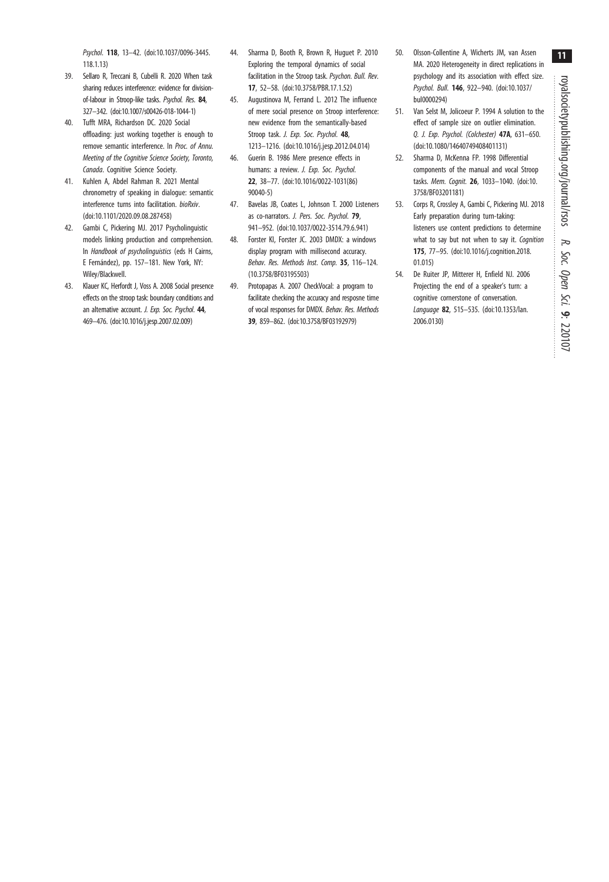Psychol. **118**, 13–42. (doi:10.1037/0096-3445.118.1.13)

39. Sellaro R, Treccani B, Cubelli R. 2020 When task sharing reduces interference: evidence for division-of-labour in Stroop-like tasks. *Psychol. Res.* **84**, 327–342. (doi:10.1007/s00426-018-1044-1)
40. Tufft MRA, Richardson DC. 2020 Social offloading: just working together is enough to remove semantic interference. In *Proc. of Annu. Meeting of the Cognitive Science Society, Toronto, Canada*. Cognitive Science Society.
41. Kuhlen A, Abdel Rahman R. 2021 Mental chronometry of speaking in dialogue: semantic interference turns into facilitation. *bioRxiv*. (doi:10.1101/2020.09.08.287458)
42. Gambi C, Pickering MJ. 2017 Psycholinguistic models linking production and comprehension. In *Handbook of psycholinguistics* (eds H Cairns, E Fernández), pp. 157–181. New York, NY: Wiley/Blackwell.
43. Klauer KC, Herfordt J, Voss A. 2008 Social presence effects on the stroop task: boundary conditions and an alternative account. *J. Exp. Soc. Psychol.* **44**, 469–476. (doi:10.1016/j.jesp.2007.02.009)
44. Sharma D, Booth R, Brown R, Huguet P. 2010 Exploring the temporal dynamics of social facilitation in the Stroop task. *Psychon. Bull. Rev.* **17**, 52–58. (doi:10.3758/PBR.17.1.52)
45. Augustinova M, Ferrand L. 2012 The influence of mere social presence on Stroop interference: new evidence from the semantically-based Stroop task. *J. Exp. Soc. Psychol.* **48**, 1213–1216. (doi:10.1016/j.jesp.2012.04.014)
46. Guerin B. 1986 Mere presence effects in humans: a review. *J. Exp. Soc. Psychol.* **22**, 38–77. (doi:10.1016/0022-1031(86)90040-5)
47. Bavelas JB, Coates L, Johnson T. 2000 Listeners as co-narrators. *J. Pers. Soc. Psychol.* **79**, 941–952. (doi:10.1037/0022-3514.79.6.941)
48. Forster KI, Forster JC. 2003 DMDX: a windows display program with millisecond accuracy. *Behav. Res. Methods Inst. Comp.* **35**, 116–124. (10.3758/BF03195503)
49. Protopapas A. 2007 CheckVocal: a program to facilitate checking the accuracy and resposne time of vocal responses for DMDX. *Behav. Res. Methods* **39**, 859–862. (doi:10.3758/BF03192979)
50. Olsson-Collentine A, Wicherts JM, van Assen MA. 2020 Heterogeneity in direct replications in psychology and its association with effect size. *Psychol. Bull.* **146**, 922–940. (doi:10.1037/bul0000294)
51. Van Selst M, Jolicoeur P. 1994 A solution to the effect of sample size on outlier elimination. *Q. J. Exp. Psychol. (Colchester)* **47A**, 631–650. (doi:10.1080/14640749408401131)
52. Sharma D, McKenna FP. 1998 Differential components of the manual and vocal Stroop tasks. *Mem. Cognit.* **26**, 1033–1040. (doi:10.3758/BF03201181)
53. Corps R, Crossley A, Gambi C, Pickering MJ. 2018 Early preparation during turn-taking: listeners use content predictions to determine what to say but not when to say it. *Cognition* **175**, 77–95. (doi:10.1016/j.cognition.2018.01.015)
54. De Ruiter JP, Mitterer H, Enfield NJ. 2006 Projecting the end of a speaker's turn: a cognitive cornerstone of conversation. *Language* **82**, 515–535. (doi:10.1353/lan.2006.0130)